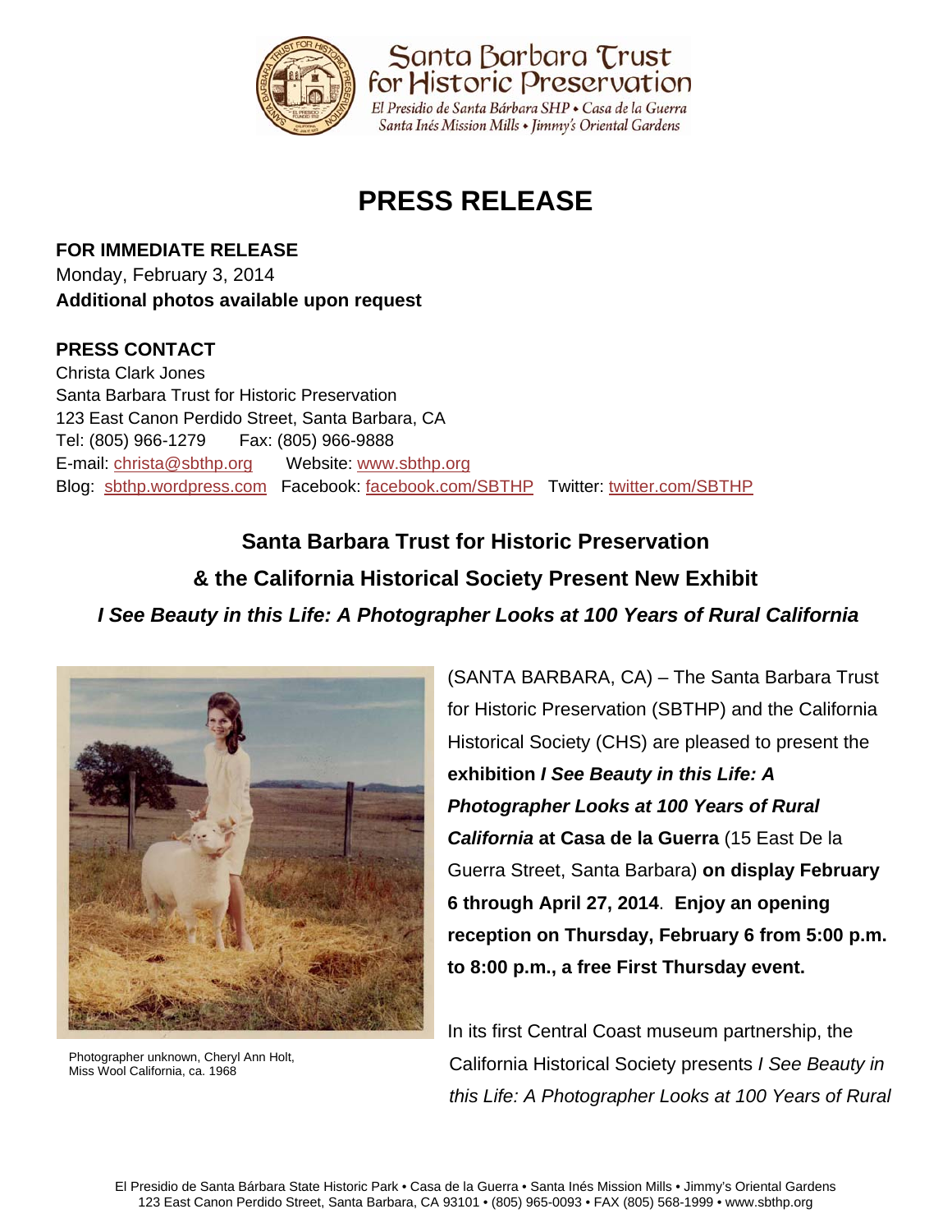Santa Barbara Trust for Historic Preservation

El Presidio de Santa Bárbara SHP • Casa de la Guerra
Santa Inés Mission Mills • Jimmy's Oriental Gardens

# PRESS RELEASE

**FOR IMMEDIATE RELEASE**
Monday, February 3, 2014
**Additional photos available upon request**

**PRESS CONTACT**
Christa Clark Jones
Santa Barbara Trust for Historic Preservation
123 East Canon Perdido Street, Santa Barbara, CA
Tel: (805) 966-1279 Fax: (805) 966-9888
E-mail: christa@sbthp.org Website: www.sbthp.org
Blog: sbthp.wordpress.com Facebook: facebook.com/SBTHP Twitter: twitter.com/SBTHP

## Santa Barbara Trust for Historic Preservation & the California Historical Society Present New Exhibit *I See Beauty in this Life: A Photographer Looks at 100 Years of Rural California*

Photographer unknown, Cheryl Ann Holt, Miss Wool California, ca. 1968

(SANTA BARBARA, CA) – The Santa Barbara Trust for Historic Preservation (SBTHP) and the California Historical Society (CHS) are pleased to present the **exhibition *I See Beauty in this Life: A Photographer Looks at 100 Years of Rural California* at Casa de la Guerra** (15 East De la Guerra Street, Santa Barbara) **on display February 6 through April 27, 2014**. **Enjoy an opening reception on Thursday, February 6 from 5:00 p.m. to 8:00 p.m., a free First Thursday event.**

In its first Central Coast museum partnership, the California Historical Society presents *I See Beauty in this Life: A Photographer Looks at 100 Years of Rural*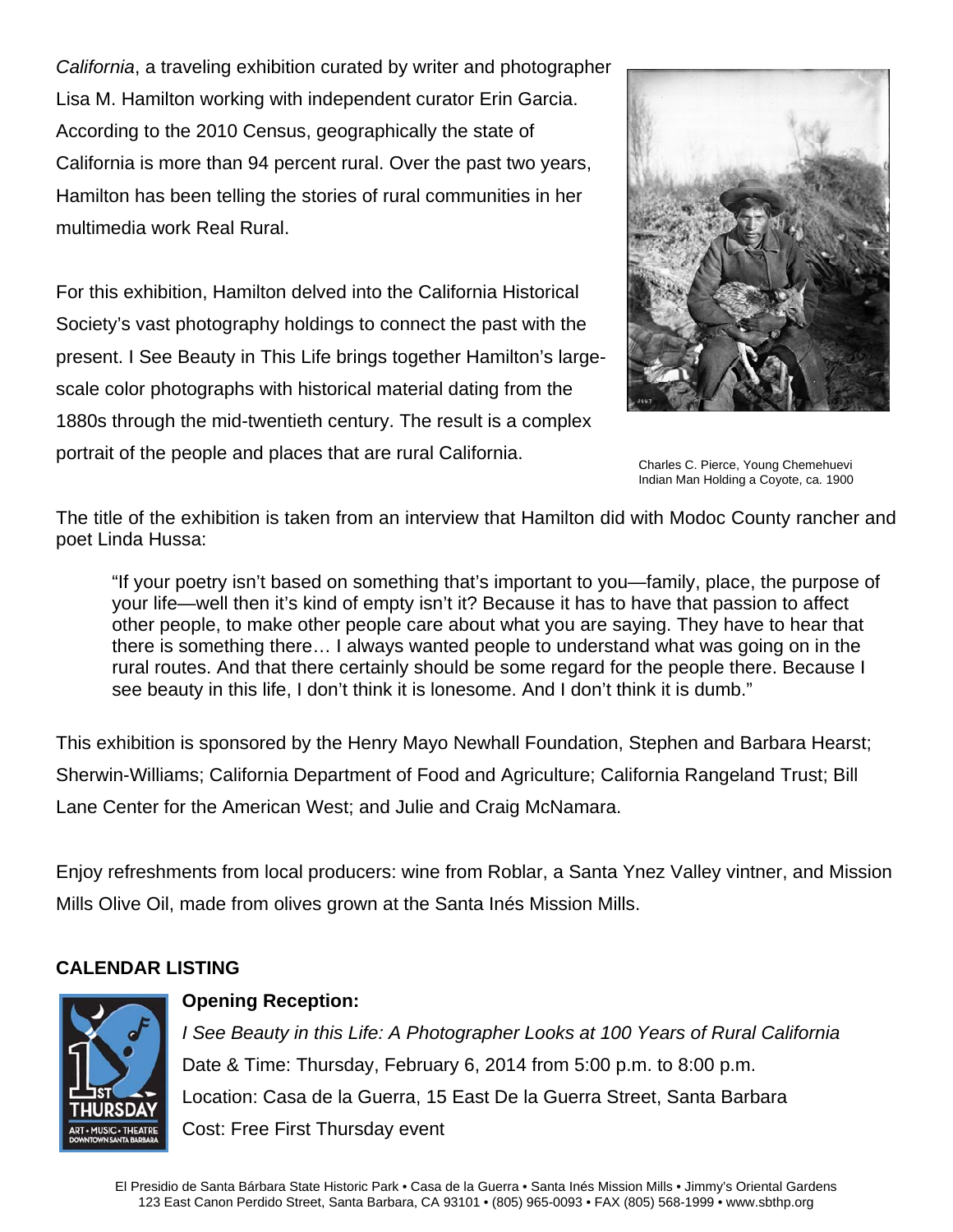*California*, a traveling exhibition curated by writer and photographer Lisa M. Hamilton working with independent curator Erin Garcia. According to the 2010 Census, geographically the state of California is more than 94 percent rural. Over the past two years, Hamilton has been telling the stories of rural communities in her multimedia work Real Rural.

For this exhibition, Hamilton delved into the California Historical Society's vast photography holdings to connect the past with the present. I See Beauty in This Life brings together Hamilton's large-scale color photographs with historical material dating from the 1880s through the mid-twentieth century. The result is a complex portrait of the people and places that are rural California.

Charles C. Pierce, Young Chemehuevi Indian Man Holding a Coyote, ca. 1900

The title of the exhibition is taken from an interview that Hamilton did with Modoc County rancher and poet Linda Hussa:

> "If your poetry isn't based on something that's important to you—family, place, the purpose of your life—well then it's kind of empty isn't it? Because it has to have that passion to affect other people, to make other people care about what you are saying. They have to hear that there is something there… I always wanted people to understand what was going on in the rural routes. And that there certainly should be some regard for the people there. Because I see beauty in this life, I don't think it is lonesome. And I don't think it is dumb."

This exhibition is sponsored by the Henry Mayo Newhall Foundation, Stephen and Barbara Hearst; Sherwin-Williams; California Department of Food and Agriculture; California Rangeland Trust; Bill Lane Center for the American West; and Julie and Craig McNamara.

Enjoy refreshments from local producers: wine from Roblar, a Santa Ynez Valley vintner, and Mission Mills Olive Oil, made from olives grown at the Santa Inés Mission Mills.

**CALENDAR LISTING**

**Opening Reception:**

*I See Beauty in this Life: A Photographer Looks at 100 Years of Rural California*

Date & Time: Thursday, February 6, 2014 from 5:00 p.m. to 8:00 p.m.

Location: Casa de la Guerra, 15 East De la Guerra Street, Santa Barbara

Cost: Free First Thursday event

El Presidio de Santa Bárbara State Historic Park • Casa de la Guerra • Santa Inés Mission Mills • Jimmy's Oriental Gardens
123 East Canon Perdido Street, Santa Barbara, CA 93101 • (805) 965-0093 • FAX (805) 568-1999 • www.sbthp.org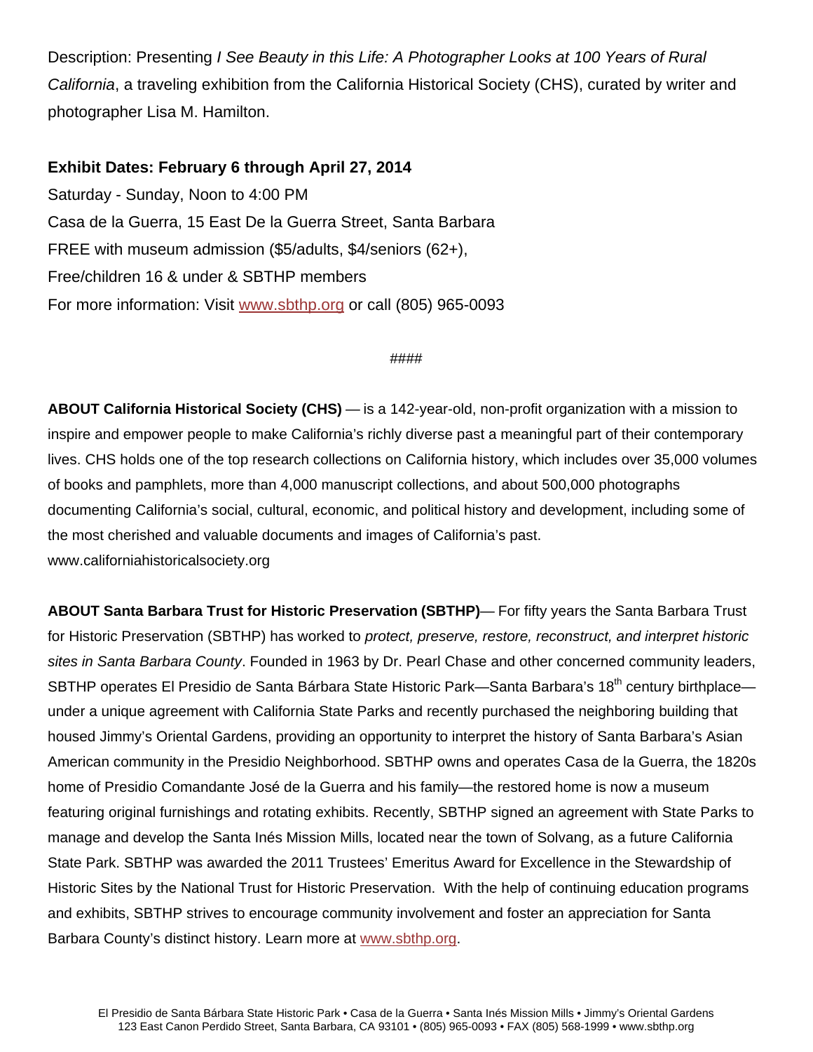Description: Presenting *I See Beauty in this Life: A Photographer Looks at 100 Years of Rural California*, a traveling exhibition from the California Historical Society (CHS), curated by writer and photographer Lisa M. Hamilton.

**Exhibit Dates: February 6 through April 27, 2014**

Saturday - Sunday, Noon to 4:00 PM

Casa de la Guerra, 15 East De la Guerra Street, Santa Barbara

FREE with museum admission ($5/adults, $4/seniors (62+),

Free/children 16 & under & SBTHP members

For more information: Visit www.sbthp.org or call (805) 965-0093

####

**ABOUT California Historical Society (CHS)** — is a 142-year-old, non-profit organization with a mission to inspire and empower people to make California's richly diverse past a meaningful part of their contemporary lives. CHS holds one of the top research collections on California history, which includes over 35,000 volumes of books and pamphlets, more than 4,000 manuscript collections, and about 500,000 photographs documenting California's social, cultural, economic, and political history and development, including some of the most cherished and valuable documents and images of California's past.
www.californiahistoricalsociety.org

**ABOUT Santa Barbara Trust for Historic Preservation (SBTHP)**— For fifty years the Santa Barbara Trust for Historic Preservation (SBTHP) has worked to *protect, preserve, restore, reconstruct, and interpret historic sites in Santa Barbara County*. Founded in 1963 by Dr. Pearl Chase and other concerned community leaders, SBTHP operates El Presidio de Santa Bárbara State Historic Park—Santa Barbara's 18th century birthplace—under a unique agreement with California State Parks and recently purchased the neighboring building that housed Jimmy's Oriental Gardens, providing an opportunity to interpret the history of Santa Barbara's Asian American community in the Presidio Neighborhood. SBTHP owns and operates Casa de la Guerra, the 1820s home of Presidio Comandante José de la Guerra and his family—the restored home is now a museum featuring original furnishings and rotating exhibits. Recently, SBTHP signed an agreement with State Parks to manage and develop the Santa Inés Mission Mills, located near the town of Solvang, as a future California State Park. SBTHP was awarded the 2011 Trustees' Emeritus Award for Excellence in the Stewardship of Historic Sites by the National Trust for Historic Preservation. With the help of continuing education programs and exhibits, SBTHP strives to encourage community involvement and foster an appreciation for Santa Barbara County's distinct history. Learn more at www.sbthp.org.